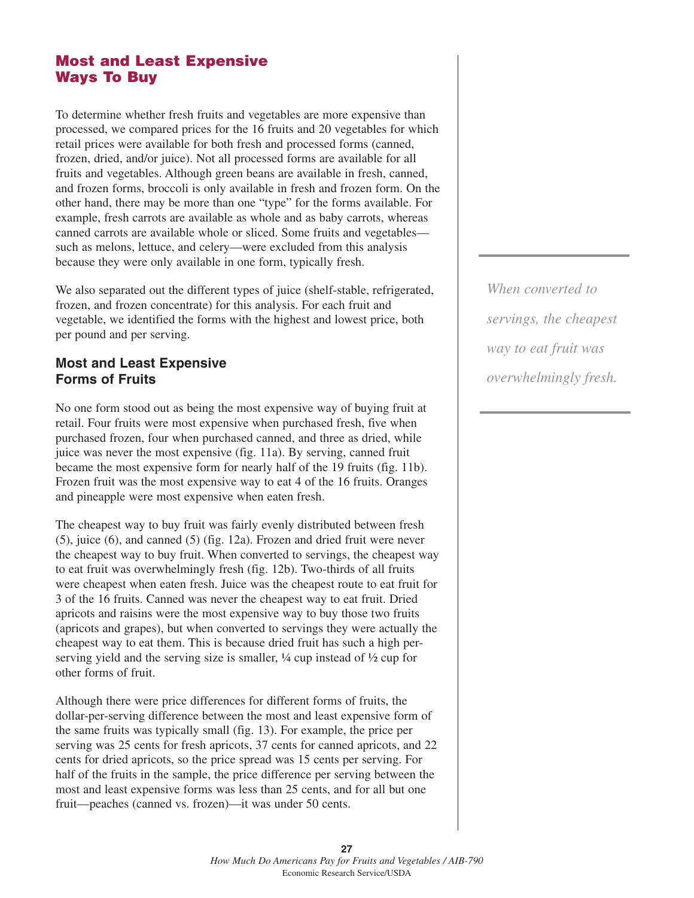## Most and Least Expensive Ways To Buy

To determine whether fresh fruits and vegetables are more expensive than processed, we compared prices for the 16 fruits and 20 vegetables for which retail prices were available for both fresh and processed forms (canned, frozen, dried, and/or juice). Not all processed forms are available for all fruits and vegetables. Although green beans are available in fresh, canned, and frozen forms, broccoli is only available in fresh and frozen form. On the other hand, there may be more than one "type" for the forms available. For example, fresh carrots are available as whole and as baby carrots, whereas canned carrots are available whole or sliced. Some fruits and vegetables—such as melons, lettuce, and celery—were excluded from this analysis because they were only available in one form, typically fresh.

We also separated out the different types of juice (shelf-stable, refrigerated, frozen, and frozen concentrate) for this analysis. For each fruit and vegetable, we identified the forms with the highest and lowest price, both per pound and per serving.

*When converted to servings, the cheapest way to eat fruit was overwhelmingly fresh.*

### Most and Least Expensive Forms of Fruits

No one form stood out as being the most expensive way of buying fruit at retail. Four fruits were most expensive when purchased fresh, five when purchased frozen, four when purchased canned, and three as dried, while juice was never the most expensive (fig. 11a). By serving, canned fruit became the most expensive form for nearly half of the 19 fruits (fig. 11b). Frozen fruit was the most expensive way to eat 4 of the 16 fruits. Oranges and pineapple were most expensive when eaten fresh.

The cheapest way to buy fruit was fairly evenly distributed between fresh (5), juice (6), and canned (5) (fig. 12a). Frozen and dried fruit were never the cheapest way to buy fruit. When converted to servings, the cheapest way to eat fruit was overwhelmingly fresh (fig. 12b). Two-thirds of all fruits were cheapest when eaten fresh. Juice was the cheapest route to eat fruit for 3 of the 16 fruits. Canned was never the cheapest way to eat fruit. Dried apricots and raisins were the most expensive way to buy those two fruits (apricots and grapes), but when converted to servings they were actually the cheapest way to eat them. This is because dried fruit has such a high per-serving yield and the serving size is smaller, ¼ cup instead of ½ cup for other forms of fruit.

Although there were price differences for different forms of fruits, the dollar-per-serving difference between the most and least expensive form of the same fruits was typically small (fig. 13). For example, the price per serving was 25 cents for fresh apricots, 37 cents for canned apricots, and 22 cents for dried apricots, so the price spread was 15 cents per serving. For half of the fruits in the sample, the price difference per serving between the most and least expensive forms was less than 25 cents, and for all but one fruit—peaches (canned vs. frozen)—it was under 50 cents.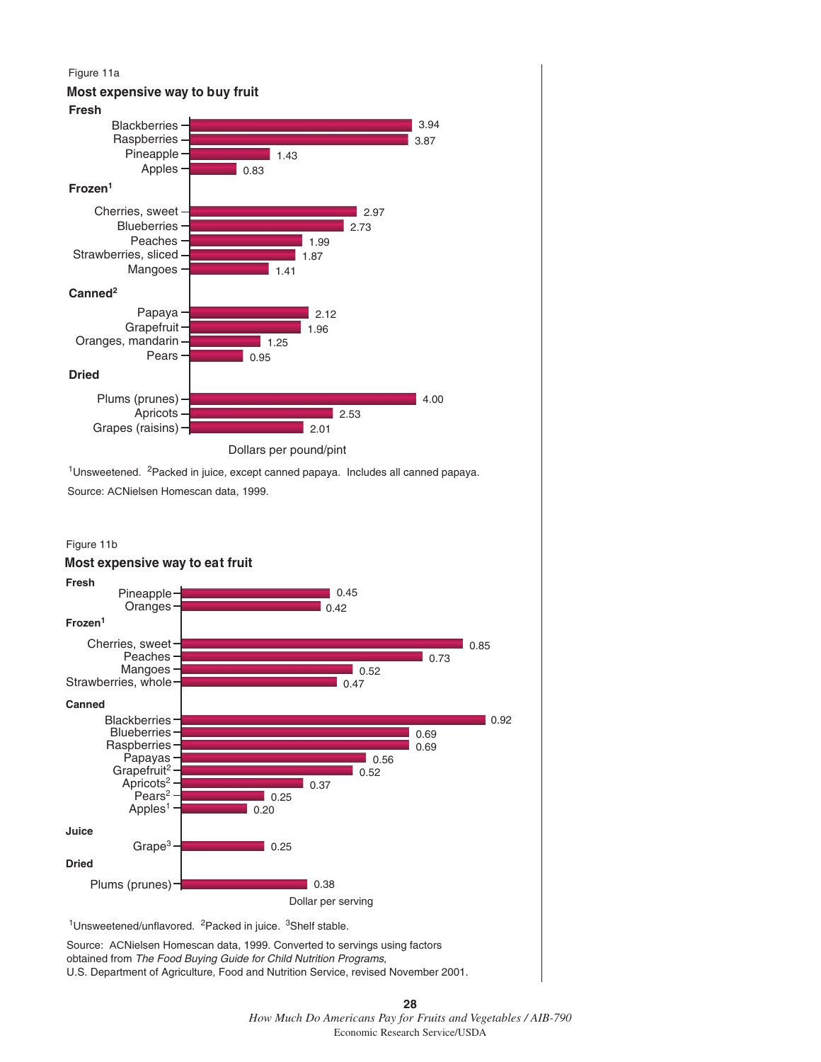Figure 11a

**Most expensive way to buy fruit**

| Category | Fruit | Dollars per pound/pint |
| --- | --- | --- |
| Fresh | Blackberries | 3.94 |
| | Raspberries | 3.87 |
| | Pineapple | 1.43 |
| | Apples | 0.83 |
| Frozen[1] | Cherries, sweet | 2.97 |
| | Blueberries | 2.73 |
| | Peaches | 1.99 |
| | Strawberries, sliced | 1.87 |
| | Mangoes | 1.41 |
| Canned[2] | Papaya | 2.12 |
| | Grapefruit | 1.96 |
| | Oranges, mandarin | 1.25 |
| | Pears | 0.95 |
| Dried | Plums (prunes) | 4.00 |
| | Apricots | 2.53 |
| | Grapes (raisins) | 2.01 |

[1]Unsweetened. [2]Packed in juice, except canned papaya. Includes all canned papaya.

Source: ACNielsen Homescan data, 1999.

Figure 11b

**Most expensive way to eat fruit**

| Category | Fruit | Dollar per serving |
| --- | --- | --- |
| Fresh | Pineapple | 0.45 |
| | Oranges | 0.42 |
| Frozen[1] | Cherries, sweet | 0.85 |
| | Peaches | 0.73 |
| | Mangoes | 0.52 |
| | Strawberries, whole | 0.47 |
| Canned | Blackberries | 0.92 |
| | Blueberries | 0.69 |
| | Raspberries | 0.69 |
| | Papayas | 0.56 |
| | Grapefruit[2] | 0.52 |
| | Apricots[2] | 0.37 |
| | Pears[2] | 0.25 |
| | Apples[1] | 0.20 |
| Juice | Grape[3] | 0.25 |
| Dried | Plums (prunes) | 0.38 |

[1]Unsweetened/unflavored. [2]Packed in juice. [3]Shelf stable.

Source: ACNielsen Homescan data, 1999. Converted to servings using factors obtained from *The Food Buying Guide for Child Nutrition Programs*, U.S. Department of Agriculture, Food and Nutrition Service, revised November 2001.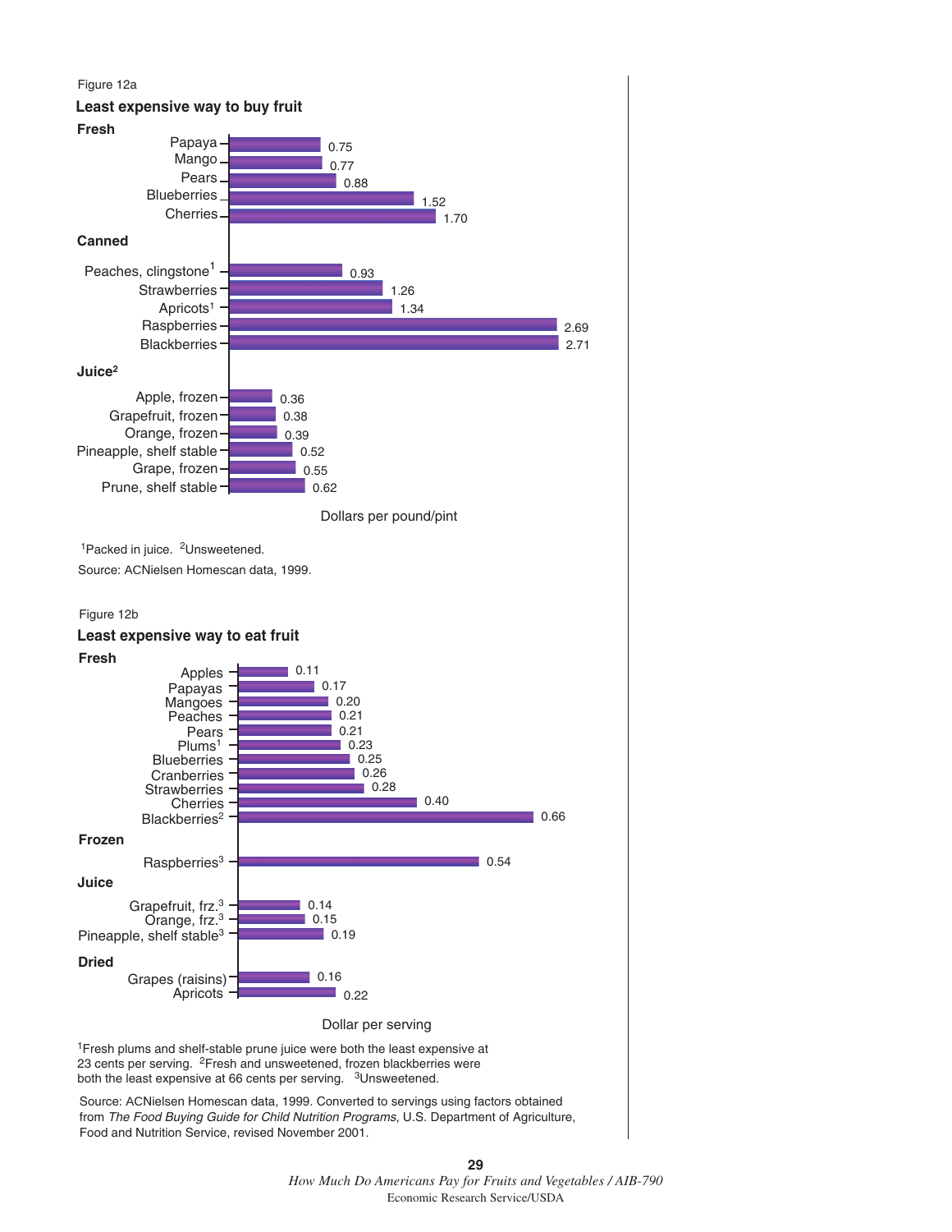Figure 12a

**Least expensive way to buy fruit**

| Category | Item | Dollars per pound/pint |
|---|---|---|
| **Fresh** | Papaya | 0.75 |
| | Mango | 0.77 |
| | Pears | 0.88 |
| | Blueberries | 1.52 |
| | Cherries | 1.70 |
| **Canned** | Peaches, clingstone[1] | 0.93 |
| | Strawberries | 1.26 |
| | Apricots[1] | 1.34 |
| | Raspberries | 2.69 |
| | Blackberries | 2.71 |
| **Juice[2]** | Apple, frozen | 0.36 |
| | Grapefruit, frozen | 0.38 |
| | Orange, frozen | 0.39 |
| | Pineapple, shelf stable | 0.52 |
| | Grape, frozen | 0.55 |
| | Prune, shelf stable | 0.62 |

[1]Packed in juice. [2]Unsweetened.

Source: ACNielsen Homescan data, 1999.

Figure 12b

**Least expensive way to eat fruit**

| Category | Item | Dollar per serving |
|---|---|---|
| **Fresh** | Apples | 0.11 |
| | Papayas | 0.17 |
| | Mangoes | 0.20 |
| | Peaches | 0.21 |
| | Pears | 0.21 |
| | Plums[1] | 0.23 |
| | Blueberries | 0.25 |
| | Cranberries | 0.26 |
| | Strawberries | 0.28 |
| | Cherries | 0.40 |
| | Blackberries[2] | 0.66 |
| **Frozen** | Raspberries[3] | 0.54 |
| **Juice** | Grapefruit, frz.[3] | 0.14 |
| | Orange, frz.[3] | 0.15 |
| | Pineapple, shelf stable[3] | 0.19 |
| **Dried** | Grapes (raisins) | 0.16 |
| | Apricots | 0.22 |

[1]Fresh plums and shelf-stable prune juice were both the least expensive at 23 cents per serving. [2]Fresh and unsweetened, frozen blackberries were both the least expensive at 66 cents per serving. [3]Unsweetened.

Source: ACNielsen Homescan data, 1999. Converted to servings using factors obtained from *The Food Buying Guide for Child Nutrition Programs*, U.S. Department of Agriculture, Food and Nutrition Service, revised November 2001.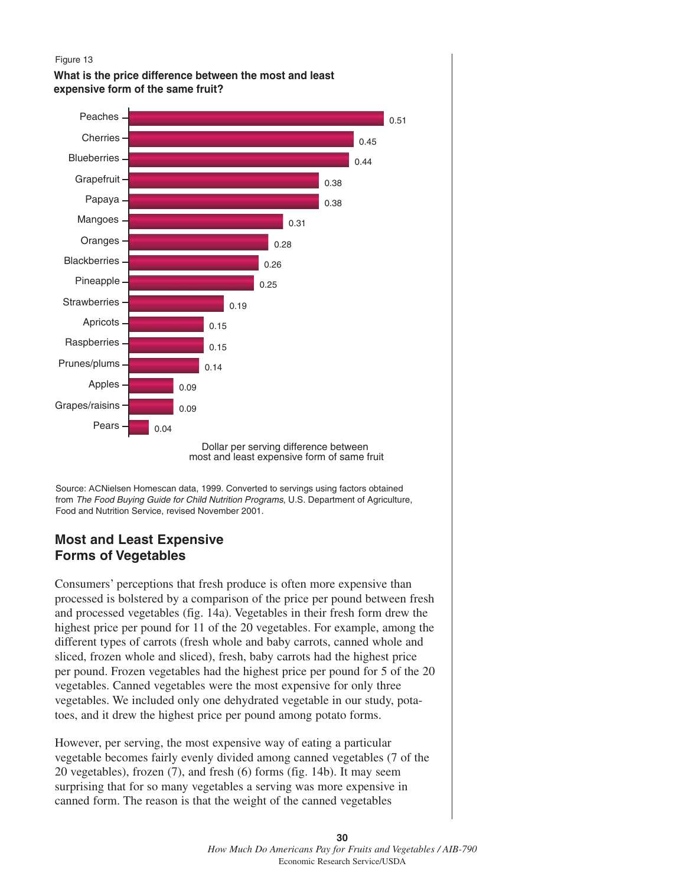Figure 13

**What is the price difference between the most and least expensive form of the same fruit?**

| Fruit | Dollar per serving difference between most and least expensive form of same fruit |
|---|---|
| Peaches | 0.51 |
| Cherries | 0.45 |
| Blueberries | 0.44 |
| Grapefruit | 0.38 |
| Papaya | 0.38 |
| Mangoes | 0.31 |
| Oranges | 0.28 |
| Blackberries | 0.26 |
| Pineapple | 0.25 |
| Strawberries | 0.19 |
| Apricots | 0.15 |
| Raspberries | 0.15 |
| Prunes/plums | 0.14 |
| Apples | 0.09 |
| Grapes/raisins | 0.09 |
| Pears | 0.04 |

Source: ACNielsen Homescan data, 1999. Converted to servings using factors obtained from *The Food Buying Guide for Child Nutrition Programs*, U.S. Department of Agriculture, Food and Nutrition Service, revised November 2001.

## Most and Least Expensive Forms of Vegetables

Consumers' perceptions that fresh produce is often more expensive than processed is bolstered by a comparison of the price per pound between fresh and processed vegetables (fig. 14a). Vegetables in their fresh form drew the highest price per pound for 11 of the 20 vegetables. For example, among the different types of carrots (fresh whole and baby carrots, canned whole and sliced, frozen whole and sliced), fresh, baby carrots had the highest price per pound. Frozen vegetables had the highest price per pound for 5 of the 20 vegetables. Canned vegetables were the most expensive for only three vegetables. We included only one dehydrated vegetable in our study, potatoes, and it drew the highest price per pound among potato forms.

However, per serving, the most expensive way of eating a particular vegetable becomes fairly evenly divided among canned vegetables (7 of the 20 vegetables), frozen (7), and fresh (6) forms (fig. 14b). It may seem surprising that for so many vegetables a serving was more expensive in canned form. The reason is that the weight of the canned vegetables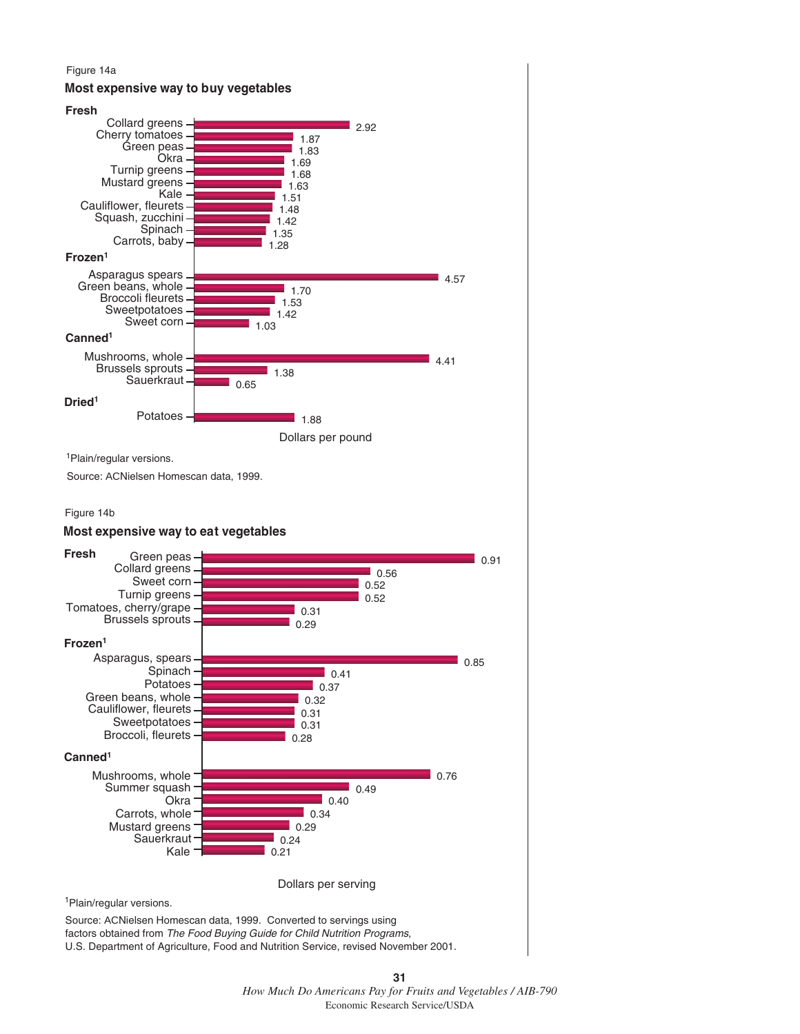Figure 14a

**Most expensive way to buy vegetables**

| Category | Vegetable | Dollars per pound |
|---|---|---|
| **Fresh** | Collard greens | 2.92 |
| | Cherry tomatoes | 1.87 |
| | Green peas | 1.83 |
| | Okra | 1.69 |
| | Turnip greens | 1.68 |
| | Mustard greens | 1.63 |
| | Kale | 1.51 |
| | Cauliflower, fleurets | 1.48 |
| | Squash, zucchini | 1.42 |
| | Spinach | 1.35 |
| | Carrots, baby | 1.28 |
| **Frozen**[1] | Asparagus spears | 4.57 |
| | Green beans, whole | 1.70 |
| | Broccoli fleurets | 1.53 |
| | Sweetpotatoes | 1.42 |
| | Sweet corn | 1.03 |
| **Canned**[1] | Mushrooms, whole | 4.41 |
| | Brussels sprouts | 1.38 |
| | Sauerkraut | 0.65 |
| **Dried**[1] | Potatoes | 1.88 |

[1]Plain/regular versions.

Source: ACNielsen Homescan data, 1999.

Figure 14b

**Most expensive way to eat vegetables**

| Category | Vegetable | Dollars per serving |
|---|---|---|
| **Fresh** | Green peas | 0.91 |
| | Collard greens | 0.56 |
| | Sweet corn | 0.52 |
| | Turnip greens | 0.52 |
| | Tomatoes, cherry/grape | 0.31 |
| | Brussels sprouts | 0.29 |
| **Frozen**[1] | Asparagus, spears | 0.85 |
| | Spinach | 0.41 |
| | Potatoes | 0.37 |
| | Green beans, whole | 0.32 |
| | Cauliflower, fleurets | 0.31 |
| | Sweetpotatoes | 0.31 |
| | Broccoli, fleurets | 0.28 |
| **Canned**[1] | Mushrooms, whole | 0.76 |
| | Summer squash | 0.49 |
| | Okra | 0.40 |
| | Carrots, whole | 0.34 |
| | Mustard greens | 0.29 |
| | Sauerkraut | 0.24 |
| | Kale | 0.21 |

[1]Plain/regular versions.

Source: ACNielsen Homescan data, 1999. Converted to servings using factors obtained from *The Food Buying Guide for Child Nutrition Programs*, U.S. Department of Agriculture, Food and Nutrition Service, revised November 2001.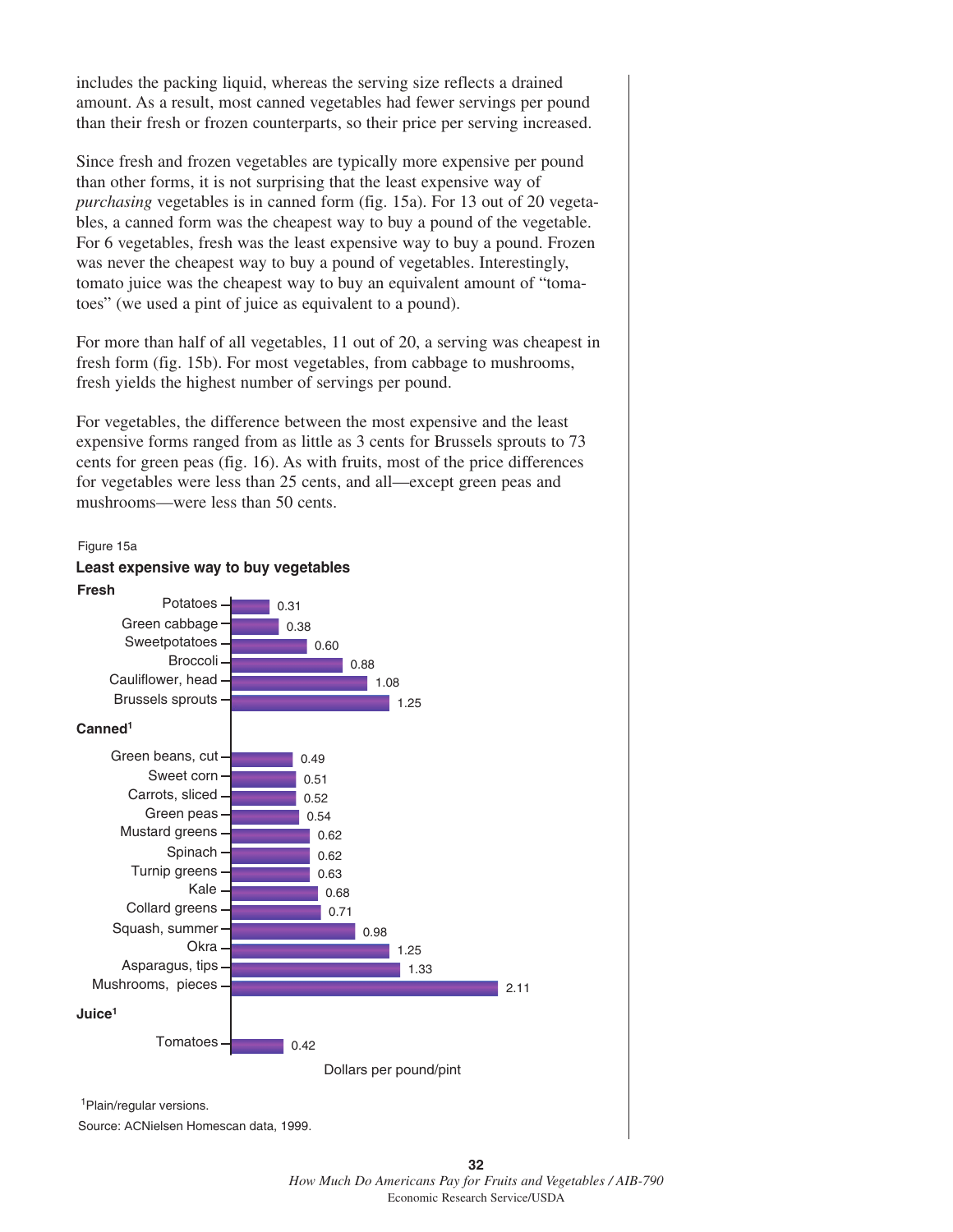includes the packing liquid, whereas the serving size reflects a drained amount. As a result, most canned vegetables had fewer servings per pound than their fresh or frozen counterparts, so their price per serving increased.

Since fresh and frozen vegetables are typically more expensive per pound than other forms, it is not surprising that the least expensive way of *purchasing* vegetables is in canned form (fig. 15a). For 13 out of 20 vegetables, a canned form was the cheapest way to buy a pound of the vegetable. For 6 vegetables, fresh was the least expensive way to buy a pound. Frozen was never the cheapest way to buy a pound of vegetables. Interestingly, tomato juice was the cheapest way to buy an equivalent amount of "tomatoes" (we used a pint of juice as equivalent to a pound).

For more than half of all vegetables, 11 out of 20, a serving was cheapest in fresh form (fig. 15b). For most vegetables, from cabbage to mushrooms, fresh yields the highest number of servings per pound.

For vegetables, the difference between the most expensive and the least expensive forms ranged from as little as 3 cents for Brussels sprouts to 73 cents for green peas (fig. 16). As with fruits, most of the price differences for vegetables were less than 25 cents, and all—except green peas and mushrooms—were less than 50 cents.

Figure 15a

**Least expensive way to buy vegetables**

| Form | Vegetable | Dollars per pound/pint |
|---|---|---|
| **Fresh** | Potatoes | 0.31 |
| | Green cabbage | 0.38 |
| | Sweetpotatoes | 0.60 |
| | Broccoli | 0.88 |
| | Cauliflower, head | 1.08 |
| | Brussels sprouts | 1.25 |
| **Canned**[1] | Green beans, cut | 0.49 |
| | Sweet corn | 0.51 |
| | Carrots, sliced | 0.52 |
| | Green peas | 0.54 |
| | Mustard greens | 0.62 |
| | Spinach | 0.62 |
| | Turnip greens | 0.63 |
| | Kale | 0.68 |
| | Collard greens | 0.71 |
| | Squash, summer | 0.98 |
| | Okra | 1.25 |
| | Asparagus, tips | 1.33 |
| | Mushrooms, pieces | 2.11 |
| **Juice**[1] | Tomatoes | 0.42 |

[1]Plain/regular versions.

Source: ACNielsen Homescan data, 1999.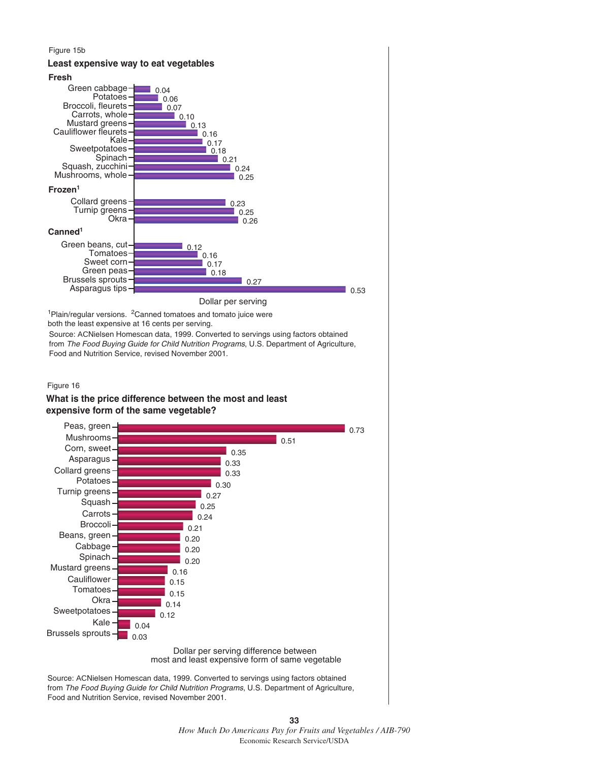Figure 15b

**Least expensive way to eat vegetables**

**Fresh**

Green cabbage 0.04
Potatoes 0.06
Broccoli, fleurets 0.07
Carrots, whole 0.10
Mustard greens 0.13
Cauliflower fleurets 0.16
Kale 0.17
Sweetpotatoes 0.18
Spinach 0.21
Squash, zucchini 0.24
Mushrooms, whole 0.25

**Frozen**[1]

Collard greens 0.23
Turnip greens 0.25
Okra 0.26

**Canned**[1]

Green beans, cut 0.12
Tomatoes 0.16
Sweet corn 0.17
Green peas 0.18
Brussels sprouts 0.27
Asparagus tips 0.53

Dollar per serving

[1]Plain/regular versions. [2]Canned tomatoes and tomato juice were both the least expensive at 16 cents per serving.

Source: ACNielsen Homescan data, 1999. Converted to servings using factors obtained from *The Food Buying Guide for Child Nutrition Programs*, U.S. Department of Agriculture, Food and Nutrition Service, revised November 2001.

Figure 16

**What is the price difference between the most and least expensive form of the same vegetable?**

Peas, green 0.73
Mushrooms 0.51
Corn, sweet 0.35
Asparagus 0.33
Collard greens 0.33
Potatoes 0.30
Turnip greens 0.27
Squash 0.25
Carrots 0.24
Broccoli 0.21
Beans, green 0.20
Cabbage 0.20
Spinach 0.20
Mustard greens 0.16
Cauliflower 0.15
Tomatoes 0.15
Okra 0.14
Sweetpotatoes 0.12
Kale 0.04
Brussels sprouts 0.03

Dollar per serving difference between most and least expensive form of same vegetable

Source: ACNielsen Homescan data, 1999. Converted to servings using factors obtained from *The Food Buying Guide for Child Nutrition Programs*, U.S. Department of Agriculture, Food and Nutrition Service, revised November 2001.